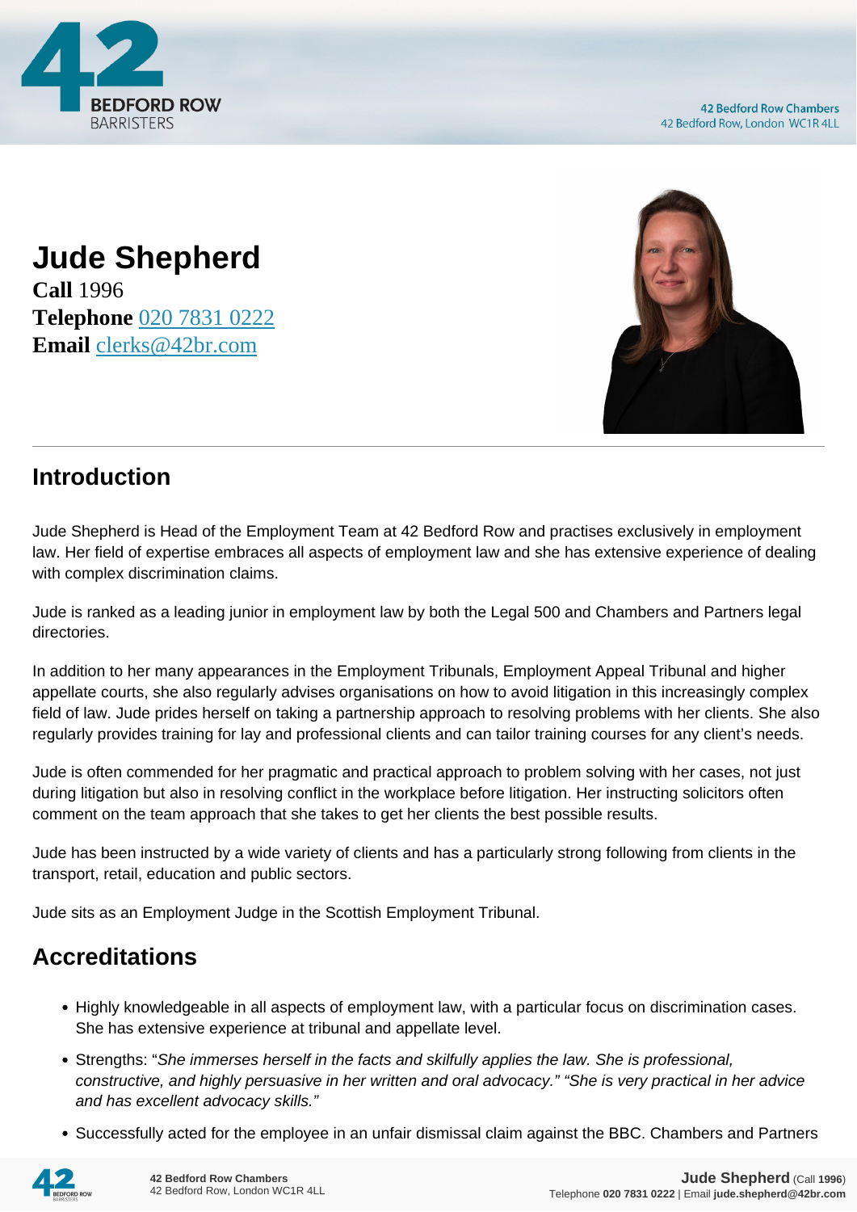# Jude Shepherd

**Call** 1996
**Telephone** 020 7831 0222
**Email** clerks@42br.com

## Introduction

Jude Shepherd is Head of the Employment Team at 42 Bedford Row and practises exclusively in employment law. Her field of expertise embraces all aspects of employment law and she has extensive experience of dealing with complex discrimination claims.

Jude is ranked as a leading junior in employment law by both the Legal 500 and Chambers and Partners legal directories.

In addition to her many appearances in the Employment Tribunals, Employment Appeal Tribunal and higher appellate courts, she also regularly advises organisations on how to avoid litigation in this increasingly complex field of law. Jude prides herself on taking a partnership approach to resolving problems with her clients. She also regularly provides training for lay and professional clients and can tailor training courses for any client's needs.

Jude is often commended for her pragmatic and practical approach to problem solving with her cases, not just during litigation but also in resolving conflict in the workplace before litigation. Her instructing solicitors often comment on the team approach that she takes to get her clients the best possible results.

Jude has been instructed by a wide variety of clients and has a particularly strong following from clients in the transport, retail, education and public sectors.

Jude sits as an Employment Judge in the Scottish Employment Tribunal.

## Accreditations

- Highly knowledgeable in all aspects of employment law, with a particular focus on discrimination cases. She has extensive experience at tribunal and appellate level.
- Strengths: "*She immerses herself in the facts and skilfully applies the law. She is professional, constructive, and highly persuasive in her written and oral advocacy." "She is very practical in her advice and has excellent advocacy skills."*
- Successfully acted for the employee in an unfair dismissal claim against the BBC. Chambers and Partners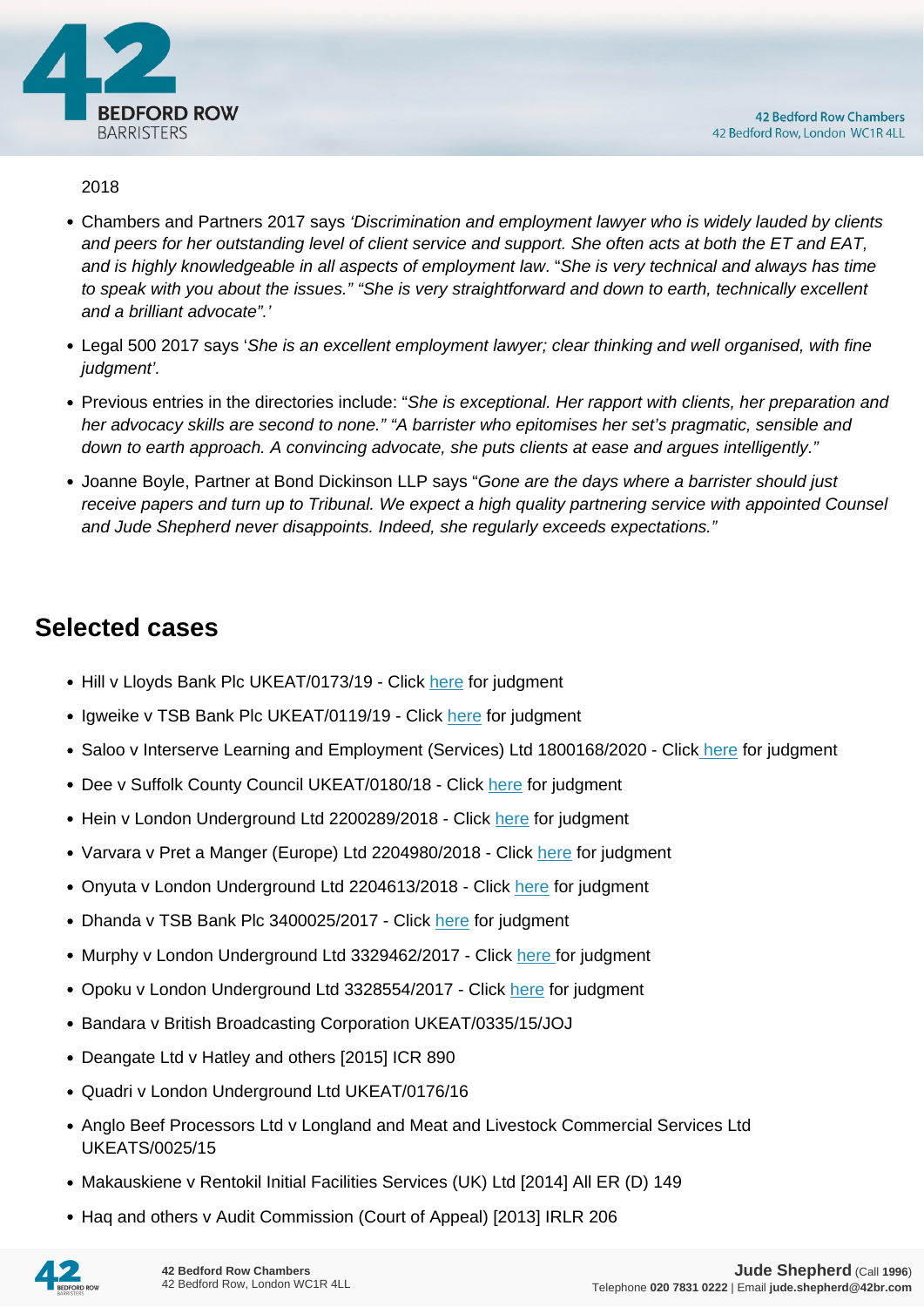2018

- Chambers and Partners 2017 says *'Discrimination and employment lawyer who is widely lauded by clients and peers for her outstanding level of client service and support. She often acts at both the ET and EAT, and is highly knowledgeable in all aspects of employment law*. "*She is very technical and always has time to speak with you about the issues." "She is very straightforward and down to earth, technically excellent and a brilliant advocate".'*
- Legal 500 2017 says '*She is an excellent employment lawyer; clear thinking and well organised, with fine judgment'.*
- Previous entries in the directories include: "*She is exceptional. Her rapport with clients, her preparation and her advocacy skills are second to none." "A barrister who epitomises her set's pragmatic, sensible and down to earth approach. A convincing advocate, she puts clients at ease and argues intelligently."*
- Joanne Boyle, Partner at Bond Dickinson LLP says "*Gone are the days where a barrister should just receive papers and turn up to Tribunal. We expect a high quality partnering service with appointed Counsel and Jude Shepherd never disappoints. Indeed, she regularly exceeds expectations."*

## Selected cases

- Hill v Lloyds Bank Plc UKEAT/0173/19 - Click here for judgment
- Igweike v TSB Bank Plc UKEAT/0119/19 - Click here for judgment
- Saloo v Interserve Learning and Employment (Services) Ltd 1800168/2020 - Click here for judgment
- Dee v Suffolk County Council UKEAT/0180/18 - Click here for judgment
- Hein v London Underground Ltd 2200289/2018 - Click here for judgment
- Varvara v Pret a Manger (Europe) Ltd 2204980/2018 - Click here for judgment
- Onyuta v London Underground Ltd 2204613/2018 - Click here for judgment
- Dhanda v TSB Bank Plc 3400025/2017 - Click here for judgment
- Murphy v London Underground Ltd 3329462/2017 - Click here for judgment
- Opoku v London Underground Ltd 3328554/2017 - Click here for judgment
- Bandara v British Broadcasting Corporation UKEAT/0335/15/JOJ
- Deangate Ltd v Hatley and others [2015] ICR 890
- Quadri v London Underground Ltd UKEAT/0176/16
- Anglo Beef Processors Ltd v Longland and Meat and Livestock Commercial Services Ltd UKEATS/0025/15
- Makauskiene v Rentokil Initial Facilities Services (UK) Ltd [2014] All ER (D) 149
- Haq and others v Audit Commission (Court of Appeal) [2013] IRLR 206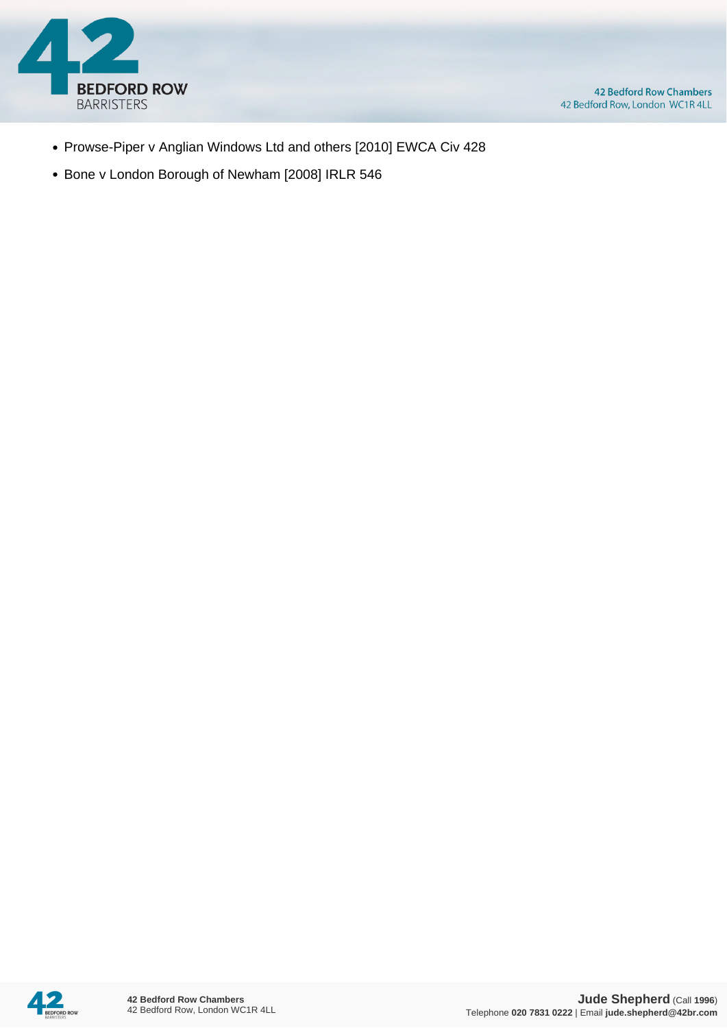- Prowse-Piper v Anglian Windows Ltd and others [2010] EWCA Civ 428
- Bone v London Borough of Newham [2008] IRLR 546